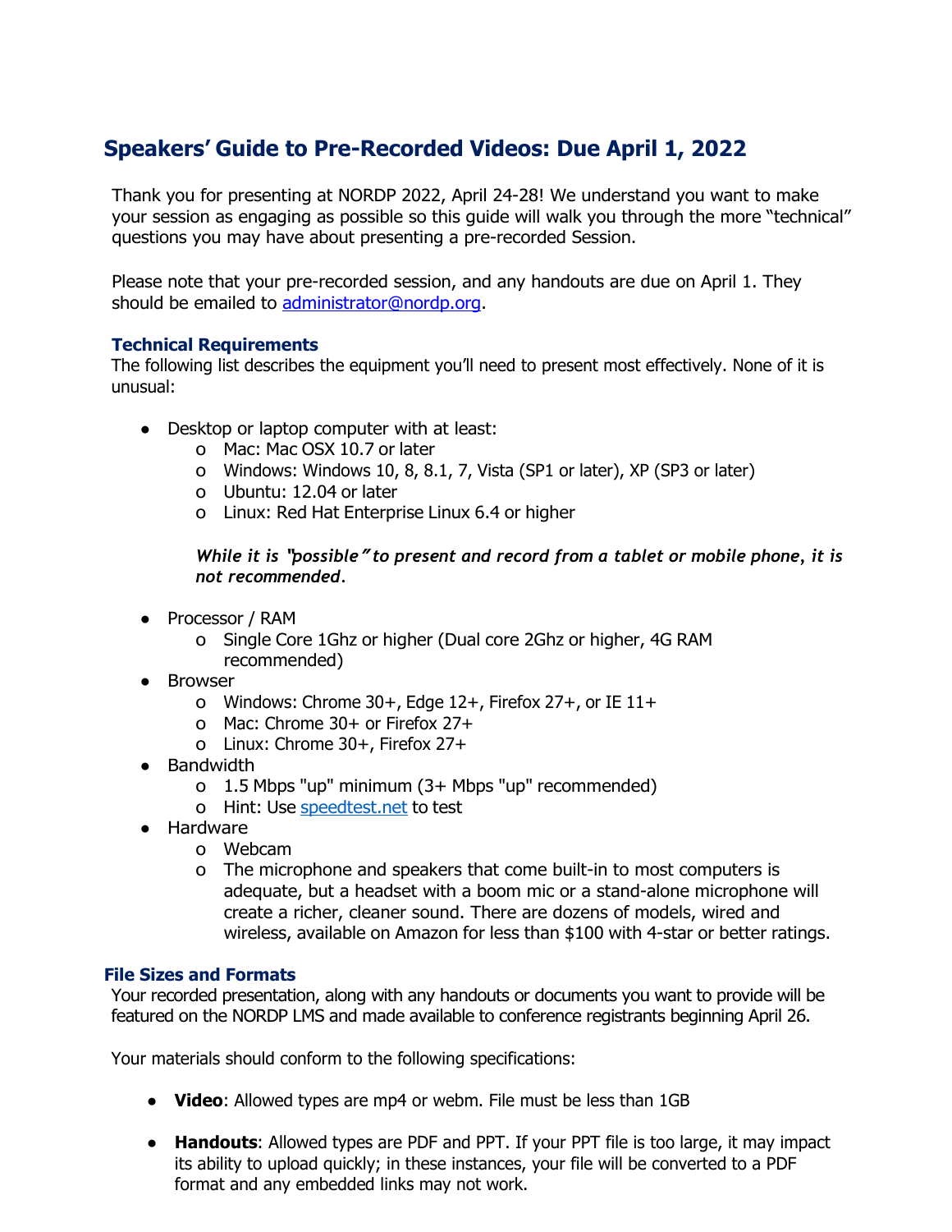# Speakers' Guide to Pre-Recorded Videos: Due April 1, 2022

Thank you for presenting at NORDP 2022, April 24-28! We understand you want to make your session as engaging as possible so this guide will walk you through the more "technical" questions you may have about presenting a pre-recorded Session.

Please note that your pre-recorded session, and any handouts are due on April 1. They should be emailed to [administrator@nordp.org](mailto:administrator@nordp.org).

### Technical Requirements

The following list describes the equipment you'll need to present most effectively. None of it is unusual:

- Desktop or laptop computer with at least:
  - Mac: Mac OSX 10.7 or later
  - Windows: Windows 10, 8, 8.1, 7, Vista (SP1 or later), XP (SP3 or later)
  - Ubuntu: 12.04 or later
  - Linux: Red Hat Enterprise Linux 6.4 or higher

  ***While it is "possible" to present and record from a tablet or mobile phone, it is not recommended.***

- Processor / RAM
  - Single Core 1Ghz or higher (Dual core 2Ghz or higher, 4G RAM recommended)
- Browser
  - Windows: Chrome 30+, Edge 12+, Firefox 27+, or IE 11+
  - Mac: Chrome 30+ or Firefox 27+
  - Linux: Chrome 30+, Firefox 27+
- Bandwidth
  - 1.5 Mbps "up" minimum (3+ Mbps "up" recommended)
  - Hint: Use [speedtest.net](speedtest.net) to test
- Hardware
  - Webcam
  - The microphone and speakers that come built-in to most computers is adequate, but a headset with a boom mic or a stand-alone microphone will create a richer, cleaner sound. There are dozens of models, wired and wireless, available on Amazon for less than $100 with 4-star or better ratings.

### File Sizes and Formats

Your recorded presentation, along with any handouts or documents you want to provide will be featured on the NORDP LMS and made available to conference registrants beginning April 26.

Your materials should conform to the following specifications:

- **Video**: Allowed types are mp4 or webm. File must be less than 1GB
- **Handouts**: Allowed types are PDF and PPT. If your PPT file is too large, it may impact its ability to upload quickly; in these instances, your file will be converted to a PDF format and any embedded links may not work.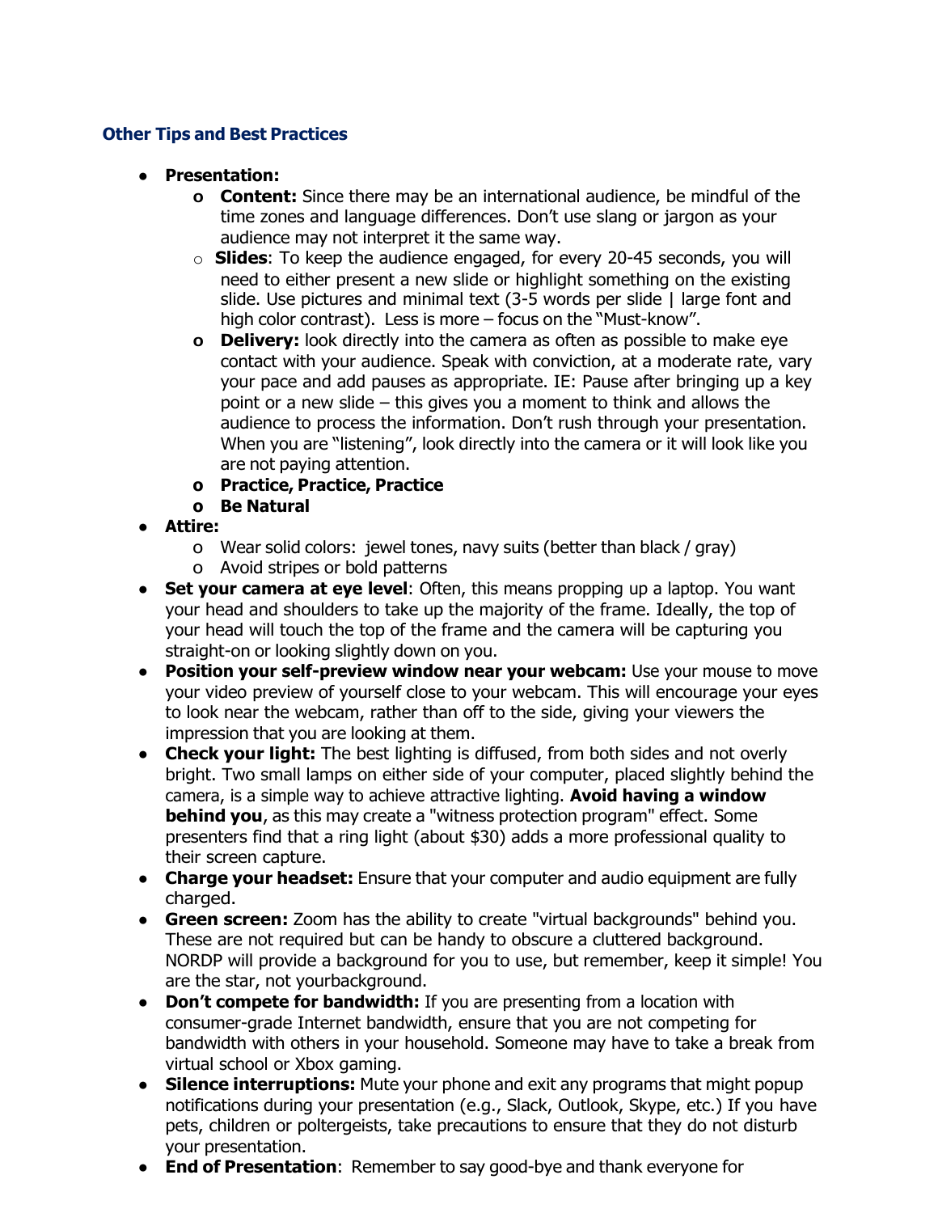### Other Tips and Best Practices

- **Presentation:**
  - **Content:** Since there may be an international audience, be mindful of the time zones and language differences. Don't use slang or jargon as your audience may not interpret it the same way.
  - **Slides**: To keep the audience engaged, for every 20-45 seconds, you will need to either present a new slide or highlight something on the existing slide. Use pictures and minimal text (3-5 words per slide | large font and high color contrast). Less is more – focus on the "Must-know".
  - **Delivery:** look directly into the camera as often as possible to make eye contact with your audience. Speak with conviction, at a moderate rate, vary your pace and add pauses as appropriate. IE: Pause after bringing up a key point or a new slide – this gives you a moment to think and allows the audience to process the information. Don't rush through your presentation. When you are "listening", look directly into the camera or it will look like you are not paying attention.
  - **Practice, Practice, Practice**
  - **Be Natural**
- **Attire:**
  - Wear solid colors: jewel tones, navy suits (better than black / gray)
  - Avoid stripes or bold patterns
- **Set your camera at eye level**: Often, this means propping up a laptop. You want your head and shoulders to take up the majority of the frame. Ideally, the top of your head will touch the top of the frame and the camera will be capturing you straight-on or looking slightly down on you.
- **Position your self-preview window near your webcam:** Use your mouse to move your video preview of yourself close to your webcam. This will encourage your eyes to look near the webcam, rather than off to the side, giving your viewers the impression that you are looking at them.
- **Check your light:** The best lighting is diffused, from both sides and not overly bright. Two small lamps on either side of your computer, placed slightly behind the camera, is a simple way to achieve attractive lighting. **Avoid having a window behind you**, as this may create a "witness protection program" effect. Some presenters find that a ring light (about $30) adds a more professional quality to their screen capture.
- **Charge your headset:** Ensure that your computer and audio equipment are fully charged.
- **Green screen:** Zoom has the ability to create "virtual backgrounds" behind you. These are not required but can be handy to obscure a cluttered background. NORDP will provide a background for you to use, but remember, keep it simple! You are the star, not yourbackground.
- **Don't compete for bandwidth:** If you are presenting from a location with consumer-grade Internet bandwidth, ensure that you are not competing for bandwidth with others in your household. Someone may have to take a break from virtual school or Xbox gaming.
- **Silence interruptions:** Mute your phone and exit any programs that might popup notifications during your presentation (e.g., Slack, Outlook, Skype, etc.) If you have pets, children or poltergeists, take precautions to ensure that they do not disturb your presentation.
- **End of Presentation**: Remember to say good-bye and thank everyone for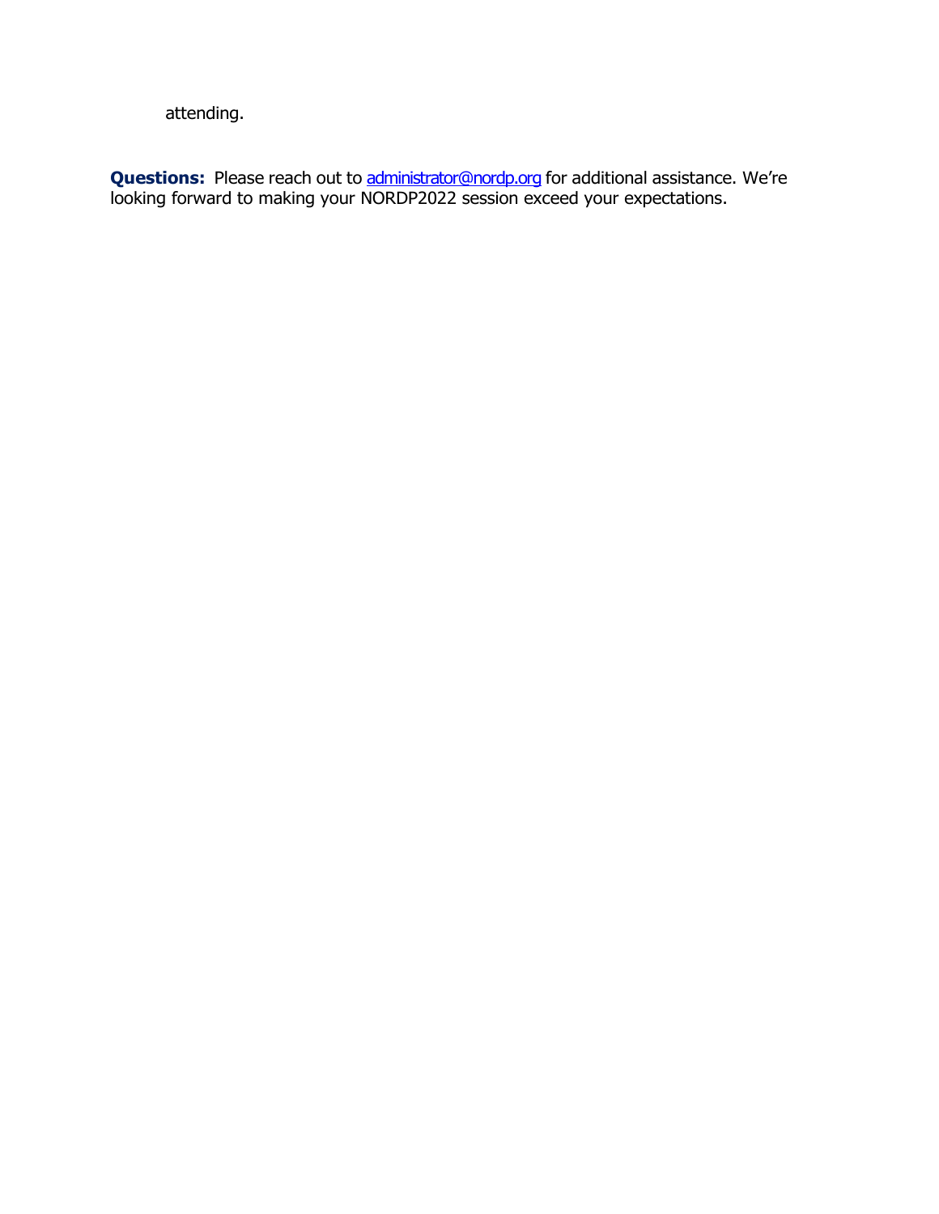attending.

**Questions:** Please reach out to administrator@nordp.org for additional assistance. We're looking forward to making your NORDP2022 session exceed your expectations.